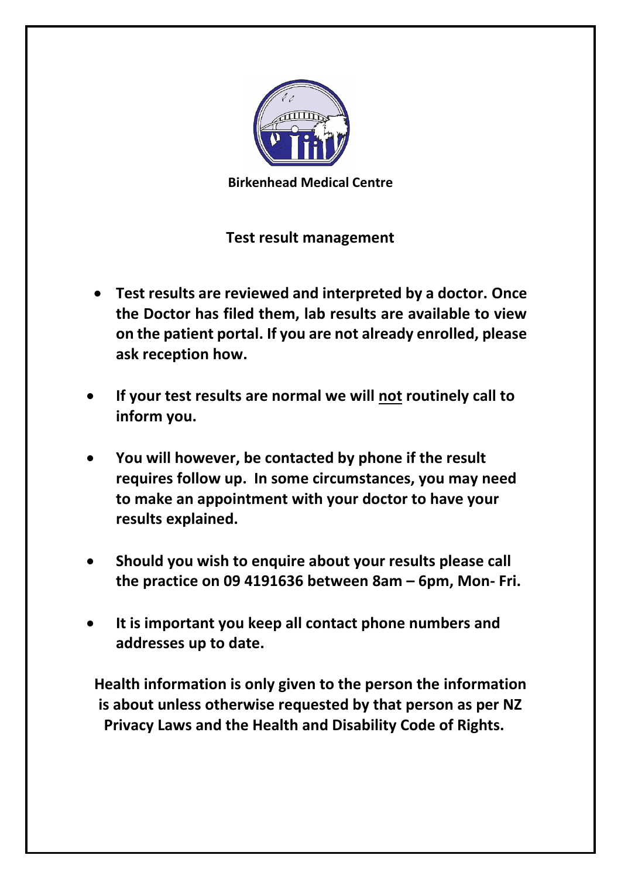**Birkenhead Medical Centre**

## Test result management

- **Test results are reviewed and interpreted by a doctor. Once the Doctor has filed them, lab results are available to view on the patient portal. If you are not already enrolled, please ask reception how.**
- **If your test results are normal we will <u>not</u> routinely call to inform you.**
- **You will however, be contacted by phone if the result requires follow up. In some circumstances, you may need to make an appointment with your doctor to have your results explained.**
- **Should you wish to enquire about your results please call the practice on 09 4191636 between 8am – 6pm, Mon- Fri.**
- **It is important you keep all contact phone numbers and addresses up to date.**

**Health information is only given to the person the information is about unless otherwise requested by that person as per NZ Privacy Laws and the Health and Disability Code of Rights.**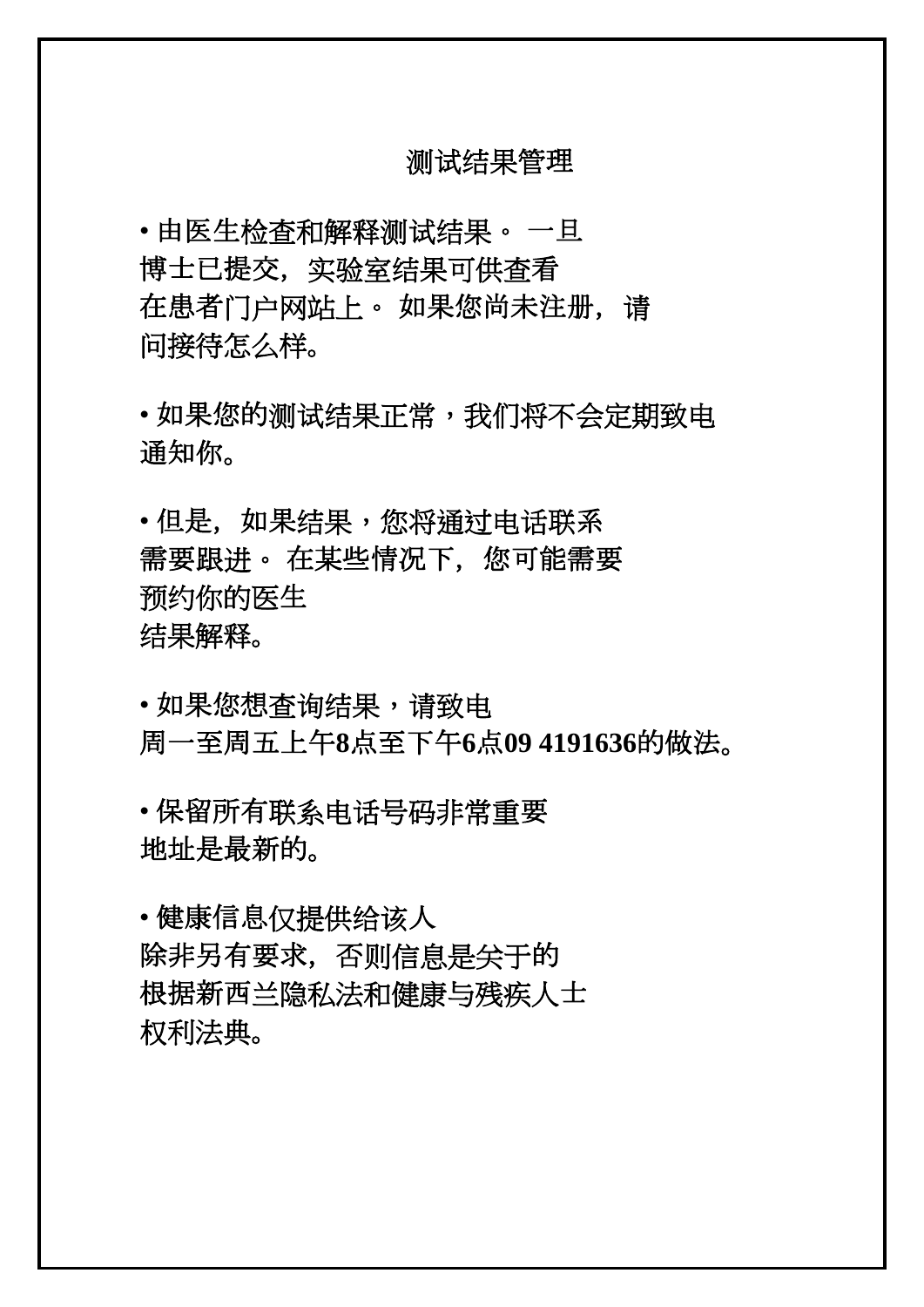# 测试结果管理

- 由医生检查和解释测试结果。 一旦博士已提交，实验室结果可供查看在患者门户网站上。 如果您尚未注册， 请问接待怎么样。

- 如果您的测试结果正常，我们将不会定期致电通知你。

- 但是，如果结果，您将通过电话联系需要跟进。 在某些情况下， 您可能需要预约你的医生结果解释。

- 如果您想查询结果，请致电周一至周五上午**8**点至下午**6**点**09 4191636**的做法。

- 保留所有联系电话号码非常重要地址是最新的。

- 健康信息仅提供给该人除非另有要求，否则信息是关于的根据新西兰隐私法和健康与残疾人士权利法典。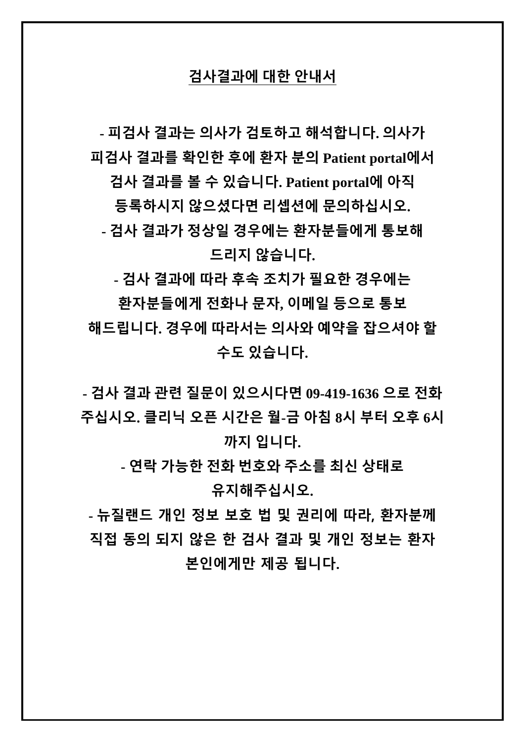## 검사결과에 대한 안내서

**- 피검사 결과는 의사가 검토하고 해석합니다. 의사가 피검사 결과를 확인한 후에 환자 분의 Patient portal에서 검사 결과를 볼 수 있습니다. Patient portal에 아직 등록하시지 않으셨다면 리셉션에 문의하십시오.**

**- 검사 결과가 정상일 경우에는 환자분들에게 통보해 드리지 않습니다.**

**- 검사 결과에 따라 후속 조치가 필요한 경우에는 환자분들에게 전화나 문자, 이메일 등으로 통보 해드립니다. 경우에 따라서는 의사와 예약을 잡으셔야 할 수도 있습니다.**

**- 검사 결과 관련 질문이 있으시다면 09-419-1636 으로 전화 주십시오. 클리닉 오픈 시간은 월-금 아침 8시 부터 오후 6시 까지 입니다.**

**- 연락 가능한 전화 번호와 주소를 최신 상태로 유지해주십시오.**

**- 뉴질랜드 개인 정보 보호 법 및 권리에 따라, 환자분께 직접 동의 되지 않은 한 검사 결과 및 개인 정보는 환자 본인에게만 제공 됩니다.**